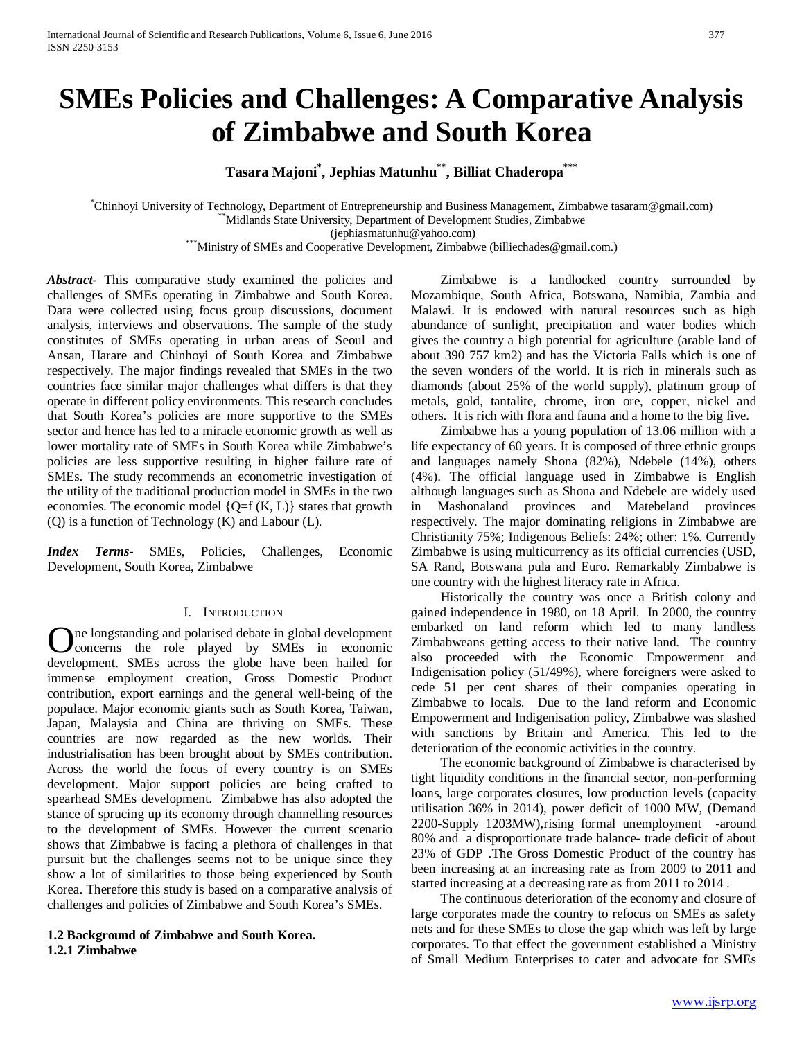# SMEs Policies and Challenges: A Comparative Analysis of Zimbabwe and South Korea

**Tasara Majoni[*], Jephias Matunhu[**], Billiat Chaderopa[***]**

[*]Chinhoyi University of Technology, Department of Entrepreneurship and Business Management, Zimbabwe tasaram@gmail.com)
[**]Midlands State University, Department of Development Studies, Zimbabwe
(jephiasmatunhu@yahoo.com)
[***]Ministry of SMEs and Cooperative Development, Zimbabwe (billiechades@gmail.com.)

***Abstract***- This comparative study examined the policies and challenges of SMEs operating in Zimbabwe and South Korea. Data were collected using focus group discussions, document analysis, interviews and observations. The sample of the study constitutes of SMEs operating in urban areas of Seoul and Ansan, Harare and Chinhoyi of South Korea and Zimbabwe respectively. The major findings revealed that SMEs in the two countries face similar major challenges what differs is that they operate in different policy environments. This research concludes that South Korea's policies are more supportive to the SMEs sector and hence has led to a miracle economic growth as well as lower mortality rate of SMEs in South Korea while Zimbabwe's policies are less supportive resulting in higher failure rate of SMEs. The study recommends an econometric investigation of the utility of the traditional production model in SMEs in the two economies. The economic model {Q=f (K, L)} states that growth (Q) is a function of Technology (K) and Labour (L).

***Index Terms***- SMEs, Policies, Challenges, Economic Development, South Korea, Zimbabwe

## I. Introduction

One longstanding and polarised debate in global development concerns the role played by SMEs in economic development. SMEs across the globe have been hailed for immense employment creation, Gross Domestic Product contribution, export earnings and the general well-being of the populace. Major economic giants such as South Korea, Taiwan, Japan, Malaysia and China are thriving on SMEs. These countries are now regarded as the new worlds. Their industrialisation has been brought about by SMEs contribution. Across the world the focus of every country is on SMEs development. Major support policies are being crafted to spearhead SMEs development. Zimbabwe has also adopted the stance of sprucing up its economy through channelling resources to the development of SMEs. However the current scenario shows that Zimbabwe is facing a plethora of challenges in that pursuit but the challenges seems not to be unique since they show a lot of similarities to those being experienced by South Korea. Therefore this study is based on a comparative analysis of challenges and policies of Zimbabwe and South Korea's SMEs.

### 1.2 Background of Zimbabwe and South Korea.

#### 1.2.1 Zimbabwe

Zimbabwe is a landlocked country surrounded by Mozambique, South Africa, Botswana, Namibia, Zambia and Malawi. It is endowed with natural resources such as high abundance of sunlight, precipitation and water bodies which gives the country a high potential for agriculture (arable land of about 390 757 km2) and has the Victoria Falls which is one of the seven wonders of the world. It is rich in minerals such as diamonds (about 25% of the world supply), platinum group of metals, gold, tantalite, chrome, iron ore, copper, nickel and others. It is rich with flora and fauna and a home to the big five.

Zimbabwe has a young population of 13.06 million with a life expectancy of 60 years. It is composed of three ethnic groups and languages namely Shona (82%), Ndebele (14%), others (4%). The official language used in Zimbabwe is English although languages such as Shona and Ndebele are widely used in Mashonaland provinces and Matebeland provinces respectively. The major dominating religions in Zimbabwe are Christianity 75%; Indigenous Beliefs: 24%; other: 1%. Currently Zimbabwe is using multicurrency as its official currencies (USD, SA Rand, Botswana pula and Euro. Remarkably Zimbabwe is one country with the highest literacy rate in Africa.

Historically the country was once a British colony and gained independence in 1980, on 18 April. In 2000, the country embarked on land reform which led to many landless Zimbabweans getting access to their native land. The country also proceeded with the Economic Empowerment and Indigenisation policy (51/49%), where foreigners were asked to cede 51 per cent shares of their companies operating in Zimbabwe to locals. Due to the land reform and Economic Empowerment and Indigenisation policy, Zimbabwe was slashed with sanctions by Britain and America. This led to the deterioration of the economic activities in the country.

The economic background of Zimbabwe is characterised by tight liquidity conditions in the financial sector, non-performing loans, large corporates closures, low production levels (capacity utilisation 36% in 2014), power deficit of 1000 MW, (Demand 2200-Supply 1203MW),rising formal unemployment -around 80% and a disproportionate trade balance- trade deficit of about 23% of GDP .The Gross Domestic Product of the country has been increasing at an increasing rate as from 2009 to 2011 and started increasing at a decreasing rate as from 2011 to 2014 .

The continuous deterioration of the economy and closure of large corporates made the country to refocus on SMEs as safety nets and for these SMEs to close the gap which was left by large corporates. To that effect the government established a Ministry of Small Medium Enterprises to cater and advocate for SMEs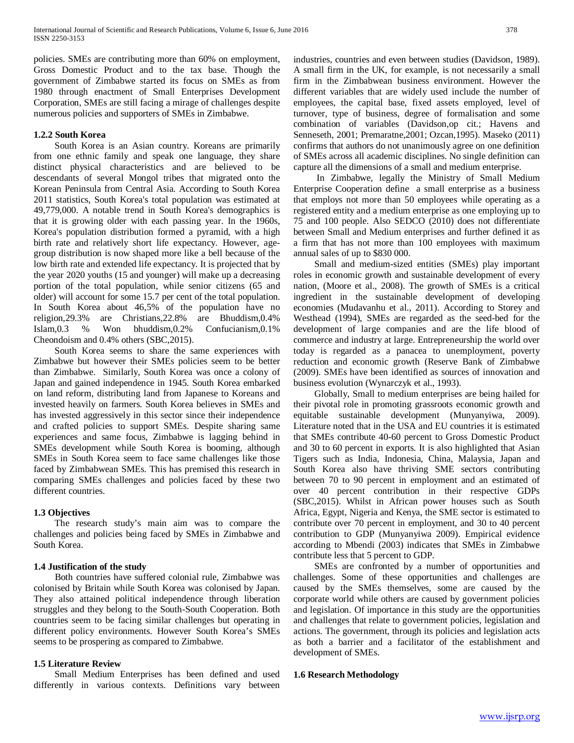policies. SMEs are contributing more than 60% on employment, Gross Domestic Product and to the tax base. Though the government of Zimbabwe started its focus on SMEs as from 1980 through enactment of Small Enterprises Development Corporation, SMEs are still facing a mirage of challenges despite numerous policies and supporters of SMEs in Zimbabwe.

### 1.2.2 South Korea

South Korea is an Asian country. Koreans are primarily from one ethnic family and speak one language, they share distinct physical characteristics and are believed to be descendants of several Mongol tribes that migrated onto the Korean Peninsula from Central Asia. According to South Korea 2011 statistics, South Korea's total population was estimated at 49,779,000. A notable trend in South Korea's demographics is that it is growing older with each passing year. In the 1960s, Korea's population distribution formed a pyramid, with a high birth rate and relatively short life expectancy. However, age-group distribution is now shaped more like a bell because of the low birth rate and extended life expectancy. It is projected that by the year 2020 youths (15 and younger) will make up a decreasing portion of the total population, while senior citizens (65 and older) will account for some 15.7 per cent of the total population. In South Korea about 46,5% of the population have no religion,29.3% are Christians,22.8% are Bhuddism,0.4% Islam,0.3 % Won bhuddism,0.2% Confucianism,0.1% Cheondoism and 0.4% others (SBC,2015).

South Korea seems to share the same experiences with Zimbabwe but however their SMEs policies seem to be better than Zimbabwe. Similarly, South Korea was once a colony of Japan and gained independence in 1945. South Korea embarked on land reform, distributing land from Japanese to Koreans and invested heavily on farmers. South Korea believes in SMEs and has invested aggressively in this sector since their independence and crafted policies to support SMEs. Despite sharing same experiences and same focus, Zimbabwe is lagging behind in SMEs development while South Korea is booming, although SMEs in South Korea seem to face same challenges like those faced by Zimbabwean SMEs. This has premised this research in comparing SMEs challenges and policies faced by these two different countries.

### 1.3 Objectives

The research study's main aim was to compare the challenges and policies being faced by SMEs in Zimbabwe and South Korea.

### 1.4 Justification of the study

Both countries have suffered colonial rule, Zimbabwe was colonised by Britain while South Korea was colonised by Japan. They also attained political independence through liberation struggles and they belong to the South-South Cooperation. Both countries seem to be facing similar challenges but operating in different policy environments. However South Korea's SMEs seems to be prospering as compared to Zimbabwe.

### 1.5 Literature Review

Small Medium Enterprises has been defined and used differently in various contexts. Definitions vary between industries, countries and even between studies (Davidson, 1989). A small firm in the UK, for example, is not necessarily a small firm in the Zimbabwean business environment. However the different variables that are widely used include the number of employees, the capital base, fixed assets employed, level of turnover, type of business, degree of formalisation and some combination of variables (Davidson,op cit.; Havens and Senneseth, 2001; Premaratne,2001; Ozcan,1995). Maseko (2011) confirms that authors do not unanimously agree on one definition of SMEs across all academic disciplines. No single definition can capture all the dimensions of a small and medium enterprise.

In Zimbabwe, legally the Ministry of Small Medium Enterprise Cooperation define a small enterprise as a business that employs not more than 50 employees while operating as a registered entity and a medium enterprise as one employing up to 75 and 100 people. Also SEDCO (2010) does not differentiate between Small and Medium enterprises and further defined it as a firm that has not more than 100 employees with maximum annual sales of up to $830 000.

Small and medium-sized entities (SMEs) play important roles in economic growth and sustainable development of every nation, (Moore et al., 2008). The growth of SMEs is a critical ingredient in the sustainable development of developing economies (Mudavanhu et al., 2011). According to Storey and Westhead (1994), SMEs are regarded as the seed-bed for the development of large companies and are the life blood of commerce and industry at large. Entrepreneurship the world over today is regarded as a panacea to unemployment, poverty reduction and economic growth (Reserve Bank of Zimbabwe (2009). SMEs have been identified as sources of innovation and business evolution (Wynarczyk et al., 1993).

Globally, Small to medium enterprises are being hailed for their pivotal role in promoting grassroots economic growth and equitable sustainable development (Munyanyiwa, 2009). Literature noted that in the USA and EU countries it is estimated that SMEs contribute 40-60 percent to Gross Domestic Product and 30 to 60 percent in exports. It is also highlighted that Asian Tigers such as India, Indonesia, China, Malaysia, Japan and South Korea also have thriving SME sectors contributing between 70 to 90 percent in employment and an estimated of over 40 percent contribution in their respective GDPs (SBC,2015). Whilst in African power houses such as South Africa, Egypt, Nigeria and Kenya, the SME sector is estimated to contribute over 70 percent in employment, and 30 to 40 percent contribution to GDP (Munyanyiwa 2009). Empirical evidence according to Mbendi (2003) indicates that SMEs in Zimbabwe contribute less that 5 percent to GDP.

SMEs are confronted by a number of opportunities and challenges. Some of these opportunities and challenges are caused by the SMEs themselves, some are caused by the corporate world while others are caused by government policies and legislation. Of importance in this study are the opportunities and challenges that relate to government policies, legislation and actions. The government, through its policies and legislation acts as both a barrier and a facilitator of the establishment and development of SMEs.

### 1.6 Research Methodology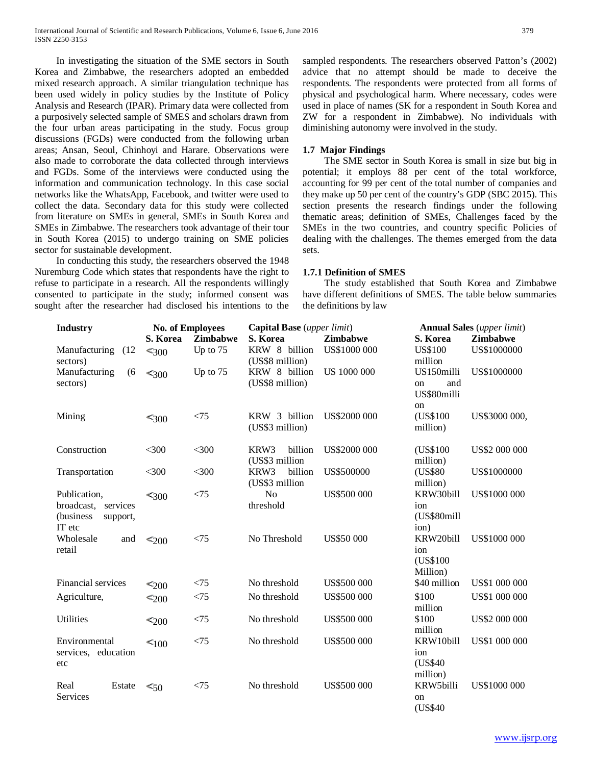In investigating the situation of the SME sectors in South Korea and Zimbabwe, the researchers adopted an embedded mixed research approach. A similar triangulation technique has been used widely in policy studies by the Institute of Policy Analysis and Research (IPAR). Primary data were collected from a purposively selected sample of SMES and scholars drawn from the four urban areas participating in the study. Focus group discussions (FGDs) were conducted from the following urban areas; Ansan, Seoul, Chinhoyi and Harare. Observations were also made to corroborate the data collected through interviews and FGDs. Some of the interviews were conducted using the information and communication technology. In this case social networks like the WhatsApp, Facebook, and twitter were used to collect the data. Secondary data for this study were collected from literature on SMEs in general, SMEs in South Korea and SMEs in Zimbabwe. The researchers took advantage of their tour in South Korea (2015) to undergo training on SME policies sector for sustainable development.

In conducting this study, the researchers observed the 1948 Nuremburg Code which states that respondents have the right to refuse to participate in a research. All the respondents willingly consented to participate in the study; informed consent was sought after the researcher had disclosed his intentions to the sampled respondents. The researchers observed Patton's (2002) advice that no attempt should be made to deceive the respondents. The respondents were protected from all forms of physical and psychological harm. Where necessary, codes were used in place of names (SK for a respondent in South Korea and ZW for a respondent in Zimbabwe). No individuals with diminishing autonomy were involved in the study.

### 1.7 Major Findings

The SME sector in South Korea is small in size but big in potential; it employs 88 per cent of the total workforce, accounting for 99 per cent of the total number of companies and they make up 50 per cent of the country's GDP (SBC 2015). This section presents the research findings under the following thematic areas; definition of SMEs, Challenges faced by the SMEs in the two countries, and country specific Policies of dealing with the challenges. The themes emerged from the data sets.

#### 1.7.1 Definition of SMES

The study established that South Korea and Zimbabwe have different definitions of SMES. The table below summaries the definitions by law

| Industry | No. of Employees | | Capital Base (*upper limit*) | | Annual Sales (*upper limit*) | |
|---|---|---|---|---|---|---|
| | S. Korea | Zimbabwe | S. Korea | Zimbabwe | S. Korea | Zimbabwe |
| Manufacturing (12 sectors) | ≤300 | Up to 75 | KRW 8 billion (US$8 million) | US$1000 000 | US$100 million | US$1000000 |
| Manufacturing (6 sectors) | ≤300 | Up to 75 | KRW 8 billion (US$8 million) | US 1000 000 | US150million and US$80million | US$1000000 |
| Mining | ≤300 | <75 | KRW 3 billion (US$3 million) | US$2000 000 | (US$100 million) | US$3000 000, |
| Construction | <300 | <300 | KRW3 billion (US$3 million | US$2000 000 | (US$100 million) | US$2 000 000 |
| Transportation | <300 | <300 | KRW3 billion (US$3 million | US$500000 | (US$80 million) | US$1000000 |
| Publication, broadcast, services (business support, IT etc | ≤300 | <75 | No threshold | US$500 000 | KRW30billion (US$80million) | US$1000 000 |
| Wholesale and retail | ≤200 | <75 | No Threshold | US$50 000 | KRW20billion (US$100 Million) | US$1000 000 |
| Financial services | ≤200 | <75 | No threshold | US$500 000 | $40 million | US$1 000 000 |
| Agriculture, | ≤200 | <75 | No threshold | US$500 000 | $100 million | US$1 000 000 |
| Utilities | ≤200 | <75 | No threshold | US$500 000 | $100 million | US$2 000 000 |
| Environmental services, education etc | ≤100 | <75 | No threshold | US$500 000 | KRW10billion (US$40 million) | US$1 000 000 |
| Real Estate Services | ≤50 | <75 | No threshold | US$500 000 | KRW5billion (US$40 | US$1000 000 |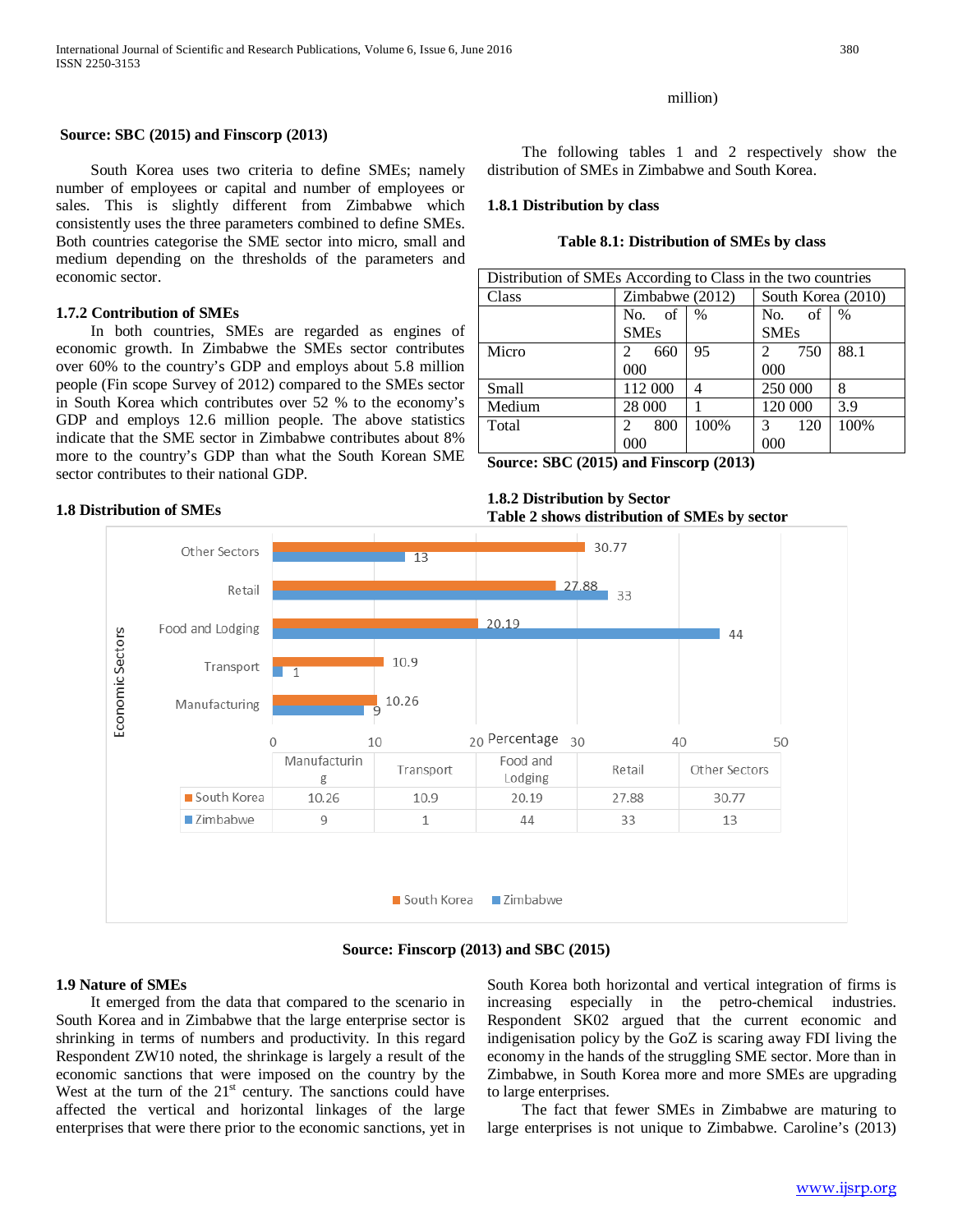million)

**Source: SBC (2015) and Finscorp (2013)**

South Korea uses two criteria to define SMEs; namely number of employees or capital and number of employees or sales. This is slightly different from Zimbabwe which consistently uses the three parameters combined to define SMEs. Both countries categorise the SME sector into micro, small and medium depending on the thresholds of the parameters and economic sector.

### 1.7.2 Contribution of SMEs

In both countries, SMEs are regarded as engines of economic growth. In Zimbabwe the SMEs sector contributes over 60% to the country's GDP and employs about 5.8 million people (Fin scope Survey of 2012) compared to the SMEs sector in South Korea which contributes over 52 % to the economy's GDP and employs 12.6 million people. The above statistics indicate that the SME sector in Zimbabwe contributes about 8% more to the country's GDP than what the South Korean SME sector contributes to their national GDP.

### 1.8 Distribution of SMEs

The following tables 1 and 2 respectively show the distribution of SMEs in Zimbabwe and South Korea.

### 1.8.1 Distribution by class

**Table 8.1: Distribution of SMEs by class**

| Distribution of SMEs According to Class in the two countries | | | | |
|---|---|---|---|---|
| Class | Zimbabwe (2012) | | South Korea (2010) | |
| | No. of SMEs | % | No. of SMEs | % |
| Micro | 2 660 000 | 95 | 2 750 000 | 88.1 |
| Small | 112 000 | 4 | 250 000 | 8 |
| Medium | 28 000 | 1 | 120 000 | 3.9 |
| Total | 2 800 000 | 100% | 3 120 000 | 100% |

**Source: SBC (2015) and Finscorp (2013)**

### 1.8.2 Distribution by Sector

**Table 2 shows distribution of SMEs by sector**

| | Manufacturing | Transport | Food and Lodging | Retail | Other Sectors |
|---|---|---|---|---|---|
| South Korea | 10.26 | 10.9 | 20.19 | 27.88 | 30.77 |
| Zimbabwe | 9 | 1 | 44 | 33 | 13 |

**Source: Finscorp (2013) and SBC (2015)**

### 1.9 Nature of SMEs

It emerged from the data that compared to the scenario in South Korea and in Zimbabwe that the large enterprise sector is shrinking in terms of numbers and productivity. In this regard Respondent ZW10 noted, the shrinkage is largely a result of the economic sanctions that were imposed on the country by the West at the turn of the 21st century. The sanctions could have affected the vertical and horizontal linkages of the large enterprises that were there prior to the economic sanctions, yet in South Korea both horizontal and vertical integration of firms is increasing especially in the petro-chemical industries. Respondent SK02 argued that the current economic and indigenisation policy by the GoZ is scaring away FDI living the economy in the hands of the struggling SME sector. More than in Zimbabwe, in South Korea more and more SMEs are upgrading to large enterprises.

The fact that fewer SMEs in Zimbabwe are maturing to large enterprises is not unique to Zimbabwe. Caroline's (2013)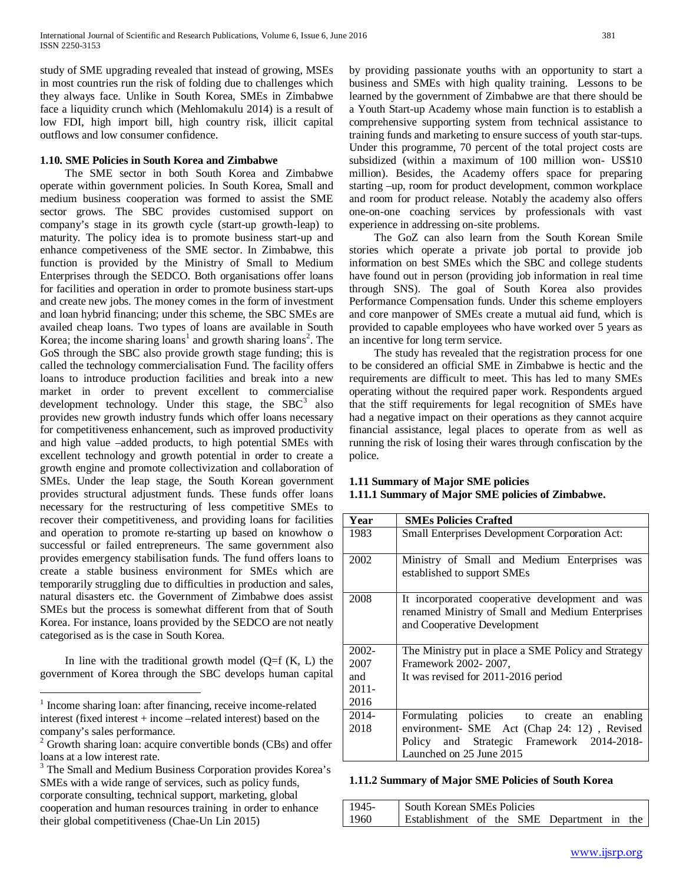study of SME upgrading revealed that instead of growing, MSEs in most countries run the risk of folding due to challenges which they always face. Unlike in South Korea, SMEs in Zimbabwe face a liquidity crunch which (Mehlomakulu 2014) is a result of low FDI, high import bill, high country risk, illicit capital outflows and low consumer confidence.

### 1.10. SME Policies in South Korea and Zimbabwe

The SME sector in both South Korea and Zimbabwe operate within government policies. In South Korea, Small and medium business cooperation was formed to assist the SME sector grows. The SBC provides customised support on company's stage in its growth cycle (start-up growth-leap) to maturity. The policy idea is to promote business start-up and enhance competiveness of the SME sector. In Zimbabwe, this function is provided by the Ministry of Small to Medium Enterprises through the SEDCO. Both organisations offer loans for facilities and operation in order to promote business start-ups and create new jobs. The money comes in the form of investment and loan hybrid financing; under this scheme, the SBC SMEs are availed cheap loans. Two types of loans are available in South Korea; the income sharing loans[1] and growth sharing loans[2]. The GoS through the SBC also provide growth stage funding; this is called the technology commercialisation Fund. The facility offers loans to introduce production facilities and break into a new market in order to prevent excellent to commercialise development technology. Under this stage, the SBC[3] also provides new growth industry funds which offer loans necessary for competitiveness enhancement, such as improved productivity and high value –added products, to high potential SMEs with excellent technology and growth potential in order to create a growth engine and promote collectivization and collaboration of SMEs. Under the leap stage, the South Korean government provides structural adjustment funds. These funds offer loans necessary for the restructuring of less competitive SMEs to recover their competitiveness, and providing loans for facilities and operation to promote re-starting up based on knowhow o successful or failed entrepreneurs. The same government also provides emergency stabilisation funds. The fund offers loans to create a stable business environment for SMEs which are temporarily struggling due to difficulties in production and sales, natural disasters etc. the Government of Zimbabwe does assist SMEs but the process is somewhat different from that of South Korea. For instance, loans provided by the SEDCO are not neatly categorised as is the case in South Korea.

In line with the traditional growth model (Q=f (K, L) the government of Korea through the SBC develops human capital by providing passionate youths with an opportunity to start a business and SMEs with high quality training. Lessons to be learned by the government of Zimbabwe are that there should be a Youth Start-up Academy whose main function is to establish a comprehensive supporting system from technical assistance to training funds and marketing to ensure success of youth star-tups. Under this programme, 70 percent of the total project costs are subsidized (within a maximum of 100 million won- US$10 million). Besides, the Academy offers space for preparing starting –up, room for product development, common workplace and room for product release. Notably the academy also offers one-on-one coaching services by professionals with vast experience in addressing on-site problems.

The GoZ can also learn from the South Korean Smile stories which operate a private job portal to provide job information on best SMEs which the SBC and college students have found out in person (providing job information in real time through SNS). The goal of South Korea also provides Performance Compensation funds. Under this scheme employers and core manpower of SMEs create a mutual aid fund, which is provided to capable employees who have worked over 5 years as an incentive for long term service.

The study has revealed that the registration process for one to be considered an official SME in Zimbabwe is hectic and the requirements are difficult to meet. This has led to many SMEs operating without the required paper work. Respondents argued that the stiff requirements for legal recognition of SMEs have had a negative impact on their operations as they cannot acquire financial assistance, legal places to operate from as well as running the risk of losing their wares through confiscation by the police.

### 1.11 Summary of Major SME policies

#### 1.11.1 Summary of Major SME policies of Zimbabwe.

| Year | SMEs Policies Crafted |
|---|---|
| 1983 | Small Enterprises Development Corporation Act: |
| 2002 | Ministry of Small and Medium Enterprises was established to support SMEs |
| 2008 | It incorporated cooperative development and was renamed Ministry of Small and Medium Enterprises and Cooperative Development |
| 2002-2007 and 2011-2016 | The Ministry put in place a SME Policy and Strategy Framework 2002- 2007, It was revised for 2011-2016 period |
| 2014-2018 | Formulating policies to create an enabling environment- SME Act (Chap 24: 12) , Revised Policy and Strategic Framework 2014-2018- Launched on 25 June 2015 |

#### 1.11.2 Summary of Major SME Policies of South Korea

| 1945-1960 | South Korean SMEs Policies Establishment of the SME Department in the |
|---|---|

[1] Income sharing loan: after financing, receive income-related interest (fixed interest + income –related interest) based on the company's sales performance.

[2] Growth sharing loan: acquire convertible bonds (CBs) and offer loans at a low interest rate.

[3] The Small and Medium Business Corporation provides Korea's SMEs with a wide range of services, such as policy funds, corporate consulting, technical support, marketing, global cooperation and human resources training in order to enhance their global competitiveness (Chae-Un Lin 2015)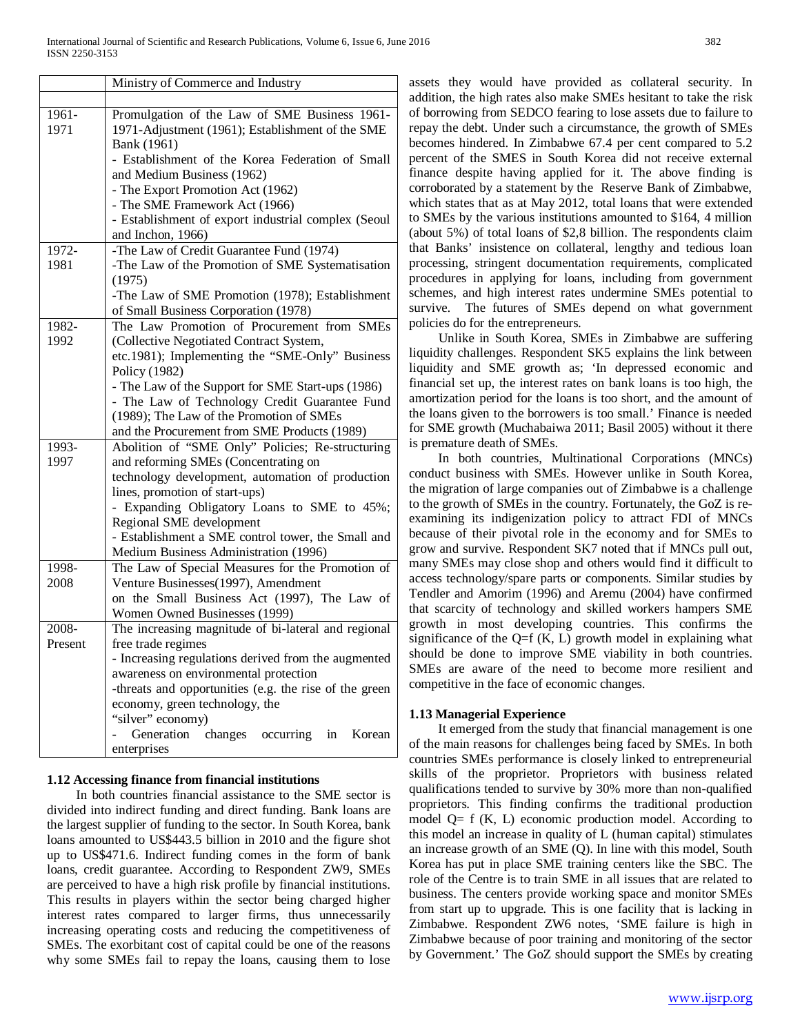| | Ministry of Commerce and Industry |
|---|---|
| | |
| 1961-1971 | Promulgation of the Law of SME Business 1961-1971-Adjustment (1961); Establishment of the SME Bank (1961)<br>- Establishment of the Korea Federation of Small and Medium Business (1962)<br>- The Export Promotion Act (1962)<br>- The SME Framework Act (1966)<br>- Establishment of export industrial complex (Seoul and Inchon, 1966) |
| 1972-1981 | -The Law of Credit Guarantee Fund (1974)<br>-The Law of the Promotion of SME Systematisation (1975)<br>-The Law of SME Promotion (1978); Establishment of Small Business Corporation (1978) |
| 1982-1992 | The Law Promotion of Procurement from SMEs (Collective Negotiated Contract System, etc.1981); Implementing the "SME-Only" Business Policy (1982)<br>- The Law of the Support for SME Start-ups (1986)<br>- The Law of Technology Credit Guarantee Fund (1989); The Law of the Promotion of SMEs and the Procurement from SME Products (1989) |
| 1993-1997 | Abolition of "SME Only" Policies; Re-structuring and reforming SMEs (Concentrating on technology development, automation of production lines, promotion of start-ups)<br>- Expanding Obligatory Loans to SME to 45%; Regional SME development<br>- Establishment a SME control tower, the Small and Medium Business Administration (1996) |
| 1998-2008 | The Law of Special Measures for the Promotion of Venture Businesses(1997), Amendment on the Small Business Act (1997), The Law of Women Owned Businesses (1999) |
| 2008-Present | The increasing magnitude of bi-lateral and regional free trade regimes<br>- Increasing regulations derived from the augmented awareness on environmental protection<br>-threats and opportunities (e.g. the rise of the green economy, green technology, the "silver" economy)<br>- Generation changes occurring in Korean enterprises |

### 1.12 Accessing finance from financial institutions

In both countries financial assistance to the SME sector is divided into indirect funding and direct funding. Bank loans are the largest supplier of funding to the sector. In South Korea, bank loans amounted to US$443.5 billion in 2010 and the figure shot up to US$471.6. Indirect funding comes in the form of bank loans, credit guarantee. According to Respondent ZW9, SMEs are perceived to have a high risk profile by financial institutions. This results in players within the sector being charged higher interest rates compared to larger firms, thus unnecessarily increasing operating costs and reducing the competitiveness of SMEs. The exorbitant cost of capital could be one of the reasons why some SMEs fail to repay the loans, causing them to lose assets they would have provided as collateral security. In addition, the high rates also make SMEs hesitant to take the risk of borrowing from SEDCO fearing to lose assets due to failure to repay the debt. Under such a circumstance, the growth of SMEs becomes hindered. In Zimbabwe 67.4 per cent compared to 5.2 percent of the SMES in South Korea did not receive external finance despite having applied for it. The above finding is corroborated by a statement by the Reserve Bank of Zimbabwe, which states that as at May 2012, total loans that were extended to SMEs by the various institutions amounted to $164, 4 million (about 5%) of total loans of $2,8 billion. The respondents claim that Banks' insistence on collateral, lengthy and tedious loan processing, stringent documentation requirements, complicated procedures in applying for loans, including from government schemes, and high interest rates undermine SMEs potential to survive. The futures of SMEs depend on what government policies do for the entrepreneurs.

Unlike in South Korea, SMEs in Zimbabwe are suffering liquidity challenges. Respondent SK5 explains the link between liquidity and SME growth as; 'In depressed economic and financial set up, the interest rates on bank loans is too high, the amortization period for the loans is too short, and the amount of the loans given to the borrowers is too small.' Finance is needed for SME growth (Muchabaiwa 2011; Basil 2005) without it there is premature death of SMEs.

In both countries, Multinational Corporations (MNCs) conduct business with SMEs. However unlike in South Korea, the migration of large companies out of Zimbabwe is a challenge to the growth of SMEs in the country. Fortunately, the GoZ is re-examining its indigenization policy to attract FDI of MNCs because of their pivotal role in the economy and for SMEs to grow and survive. Respondent SK7 noted that if MNCs pull out, many SMEs may close shop and others would find it difficult to access technology/spare parts or components. Similar studies by Tendler and Amorim (1996) and Aremu (2004) have confirmed that scarcity of technology and skilled workers hampers SME growth in most developing countries. This confirms the significance of the $Q=f(K, L)$ growth model in explaining what should be done to improve SME viability in both countries. SMEs are aware of the need to become more resilient and competitive in the face of economic changes.

### 1.13 Managerial Experience

It emerged from the study that financial management is one of the main reasons for challenges being faced by SMEs. In both countries SMEs performance is closely linked to entrepreneurial skills of the proprietor. Proprietors with business related qualifications tended to survive by 30% more than non-qualified proprietors. This finding confirms the traditional production model $Q= f(K, L)$ economic production model. According to this model an increase in quality of L (human capital) stimulates an increase growth of an SME (Q). In line with this model, South Korea has put in place SME training centers like the SBC. The role of the Centre is to train SME in all issues that are related to business. The centers provide working space and monitor SMEs from start up to upgrade. This is one facility that is lacking in Zimbabwe. Respondent ZW6 notes, 'SME failure is high in Zimbabwe because of poor training and monitoring of the sector by Government.' The GoZ should support the SMEs by creating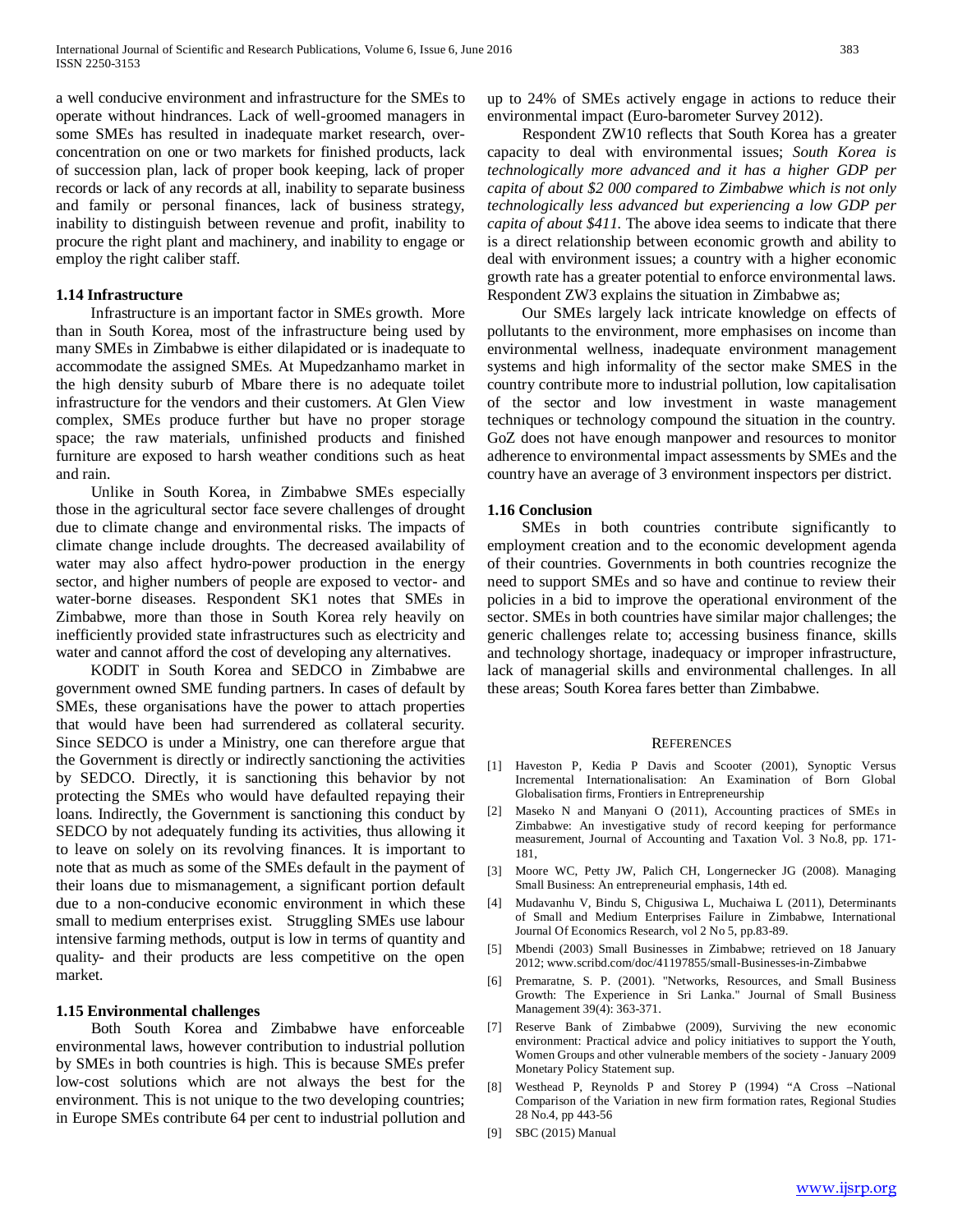a well conducive environment and infrastructure for the SMEs to operate without hindrances. Lack of well-groomed managers in some SMEs has resulted in inadequate market research, over-concentration on one or two markets for finished products, lack of succession plan, lack of proper book keeping, lack of proper records or lack of any records at all, inability to separate business and family or personal finances, lack of business strategy, inability to distinguish between revenue and profit, inability to procure the right plant and machinery, and inability to engage or employ the right caliber staff.

### 1.14 Infrastructure

Infrastructure is an important factor in SMEs growth. More than in South Korea, most of the infrastructure being used by many SMEs in Zimbabwe is either dilapidated or is inadequate to accommodate the assigned SMEs. At Mupedzanhamo market in the high density suburb of Mbare there is no adequate toilet infrastructure for the vendors and their customers. At Glen View complex, SMEs produce further but have no proper storage space; the raw materials, unfinished products and finished furniture are exposed to harsh weather conditions such as heat and rain.

Unlike in South Korea, in Zimbabwe SMEs especially those in the agricultural sector face severe challenges of drought due to climate change and environmental risks. The impacts of climate change include droughts. The decreased availability of water may also affect hydro-power production in the energy sector, and higher numbers of people are exposed to vector- and water-borne diseases. Respondent SK1 notes that SMEs in Zimbabwe, more than those in South Korea rely heavily on inefficiently provided state infrastructures such as electricity and water and cannot afford the cost of developing any alternatives.

KODIT in South Korea and SEDCO in Zimbabwe are government owned SME funding partners. In cases of default by SMEs, these organisations have the power to attach properties that would have been had surrendered as collateral security. Since SEDCO is under a Ministry, one can therefore argue that the Government is directly or indirectly sanctioning the activities by SEDCO. Directly, it is sanctioning this behavior by not protecting the SMEs who would have defaulted repaying their loans. Indirectly, the Government is sanctioning this conduct by SEDCO by not adequately funding its activities, thus allowing it to leave on solely on its revolving finances. It is important to note that as much as some of the SMEs default in the payment of their loans due to mismanagement, a significant portion default due to a non-conducive economic environment in which these small to medium enterprises exist. Struggling SMEs use labour intensive farming methods, output is low in terms of quantity and quality- and their products are less competitive on the open market.

### 1.15 Environmental challenges

Both South Korea and Zimbabwe have enforceable environmental laws, however contribution to industrial pollution by SMEs in both countries is high. This is because SMEs prefer low-cost solutions which are not always the best for the environment. This is not unique to the two developing countries; in Europe SMEs contribute 64 per cent to industrial pollution and up to 24% of SMEs actively engage in actions to reduce their environmental impact (Euro-barometer Survey 2012).

Respondent ZW10 reflects that South Korea has a greater capacity to deal with environmental issues; *South Korea is technologically more advanced and it has a higher GDP per capita of about $2 000 compared to Zimbabwe which is not only technologically less advanced but experiencing a low GDP per capita of about $411.* The above idea seems to indicate that there is a direct relationship between economic growth and ability to deal with environment issues; a country with a higher economic growth rate has a greater potential to enforce environmental laws. Respondent ZW3 explains the situation in Zimbabwe as;

Our SMEs largely lack intricate knowledge on effects of pollutants to the environment, more emphasises on income than environmental wellness, inadequate environment management systems and high informality of the sector make SMES in the country contribute more to industrial pollution, low capitalisation of the sector and low investment in waste management techniques or technology compound the situation in the country. GoZ does not have enough manpower and resources to monitor adherence to environmental impact assessments by SMEs and the country have an average of 3 environment inspectors per district.

### 1.16 Conclusion

SMEs in both countries contribute significantly to employment creation and to the economic development agenda of their countries. Governments in both countries recognize the need to support SMEs and so have and continue to review their policies in a bid to improve the operational environment of the sector. SMEs in both countries have similar major challenges; the generic challenges relate to; accessing business finance, skills and technology shortage, inadequacy or improper infrastructure, lack of managerial skills and environmental challenges. In all these areas; South Korea fares better than Zimbabwe.

## REFERENCES

[1] Haveston P, Kedia P Davis and Scooter (2001), Synoptic Versus Incremental Internationalisation: An Examination of Born Global Globalisation firms, Frontiers in Entrepreneurship

[2] Maseko N and Manyani O (2011), Accounting practices of SMEs in Zimbabwe: An investigative study of record keeping for performance measurement, Journal of Accounting and Taxation Vol. 3 No.8, pp. 171-181,

[3] Moore WC, Petty JW, Palich CH, Longernecker JG (2008). Managing Small Business: An entrepreneurial emphasis, 14th ed.

[4] Mudavanhu V, Bindu S, Chigusiwa L, Muchaiwa L (2011), Determinants of Small and Medium Enterprises Failure in Zimbabwe, International Journal Of Economics Research, vol 2 No 5, pp.83-89.

[5] Mbendi (2003) Small Businesses in Zimbabwe; retrieved on 18 January 2012; www.scribd.com/doc/41197855/small-Businesses-in-Zimbabwe

[6] Premaratne, S. P. (2001). "Networks, Resources, and Small Business Growth: The Experience in Sri Lanka." Journal of Small Business Management 39(4): 363-371.

[7] Reserve Bank of Zimbabwe (2009), Surviving the new economic environment: Practical advice and policy initiatives to support the Youth, Women Groups and other vulnerable members of the society - January 2009 Monetary Policy Statement sup.

[8] Westhead P, Reynolds P and Storey P (1994) "A Cross –National Comparison of the Variation in new firm formation rates, Regional Studies 28 No.4, pp 443-56

[9] SBC (2015) Manual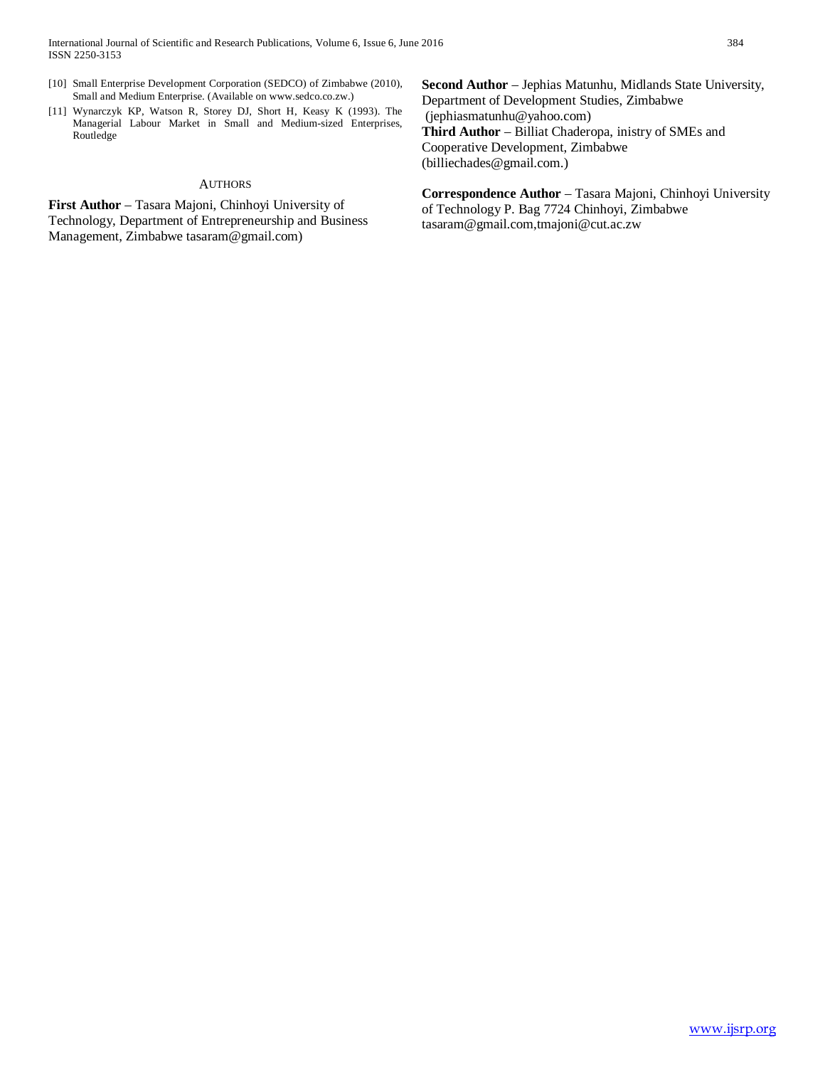[10] Small Enterprise Development Corporation (SEDCO) of Zimbabwe (2010), Small and Medium Enterprise. (Available on www.sedco.co.zw.)

[11] Wynarczyk KP, Watson R, Storey DJ, Short H, Keasy K (1993). The Managerial Labour Market in Small and Medium-sized Enterprises, Routledge

## AUTHORS

**First Author** – Tasara Majoni, Chinhoyi University of Technology, Department of Entrepreneurship and Business Management, Zimbabwe tasaram@gmail.com)

**Second Author** – Jephias Matunhu, Midlands State University, Department of Development Studies, Zimbabwe (jephiasmatunhu@yahoo.com)

**Third Author** – Billiat Chaderopa, inistry of SMEs and Cooperative Development, Zimbabwe (billiechades@gmail.com.)

**Correspondence Author** – Tasara Majoni, Chinhoyi University of Technology P. Bag 7724 Chinhoyi, Zimbabwe tasaram@gmail.com,tmajoni@cut.ac.zw